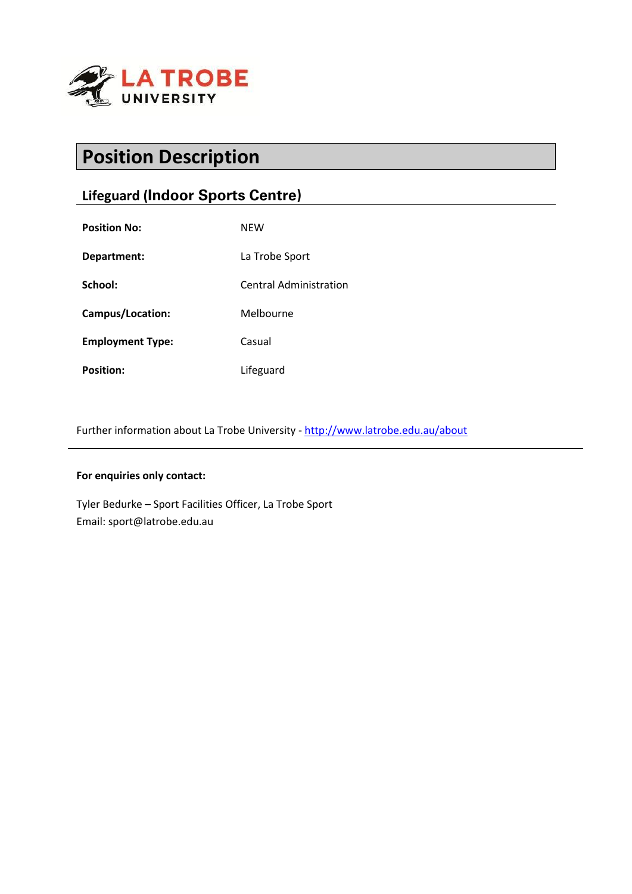LA TROBE UNIVERSITY

# Position Description

## Lifeguard (Indoor Sports Centre)

| | |
|---|---|
| **Position No:** | NEW |
| **Department:** | La Trobe Sport |
| **School:** | Central Administration |
| **Campus/Location:** | Melbourne |
| **Employment Type:** | Casual |
| **Position:** | Lifeguard |

Further information about La Trobe University - http://www.latrobe.edu.au/about

---

**For enquiries only contact:**

Tyler Bedurke – Sport Facilities Officer, La Trobe Sport
Email: sport@latrobe.edu.au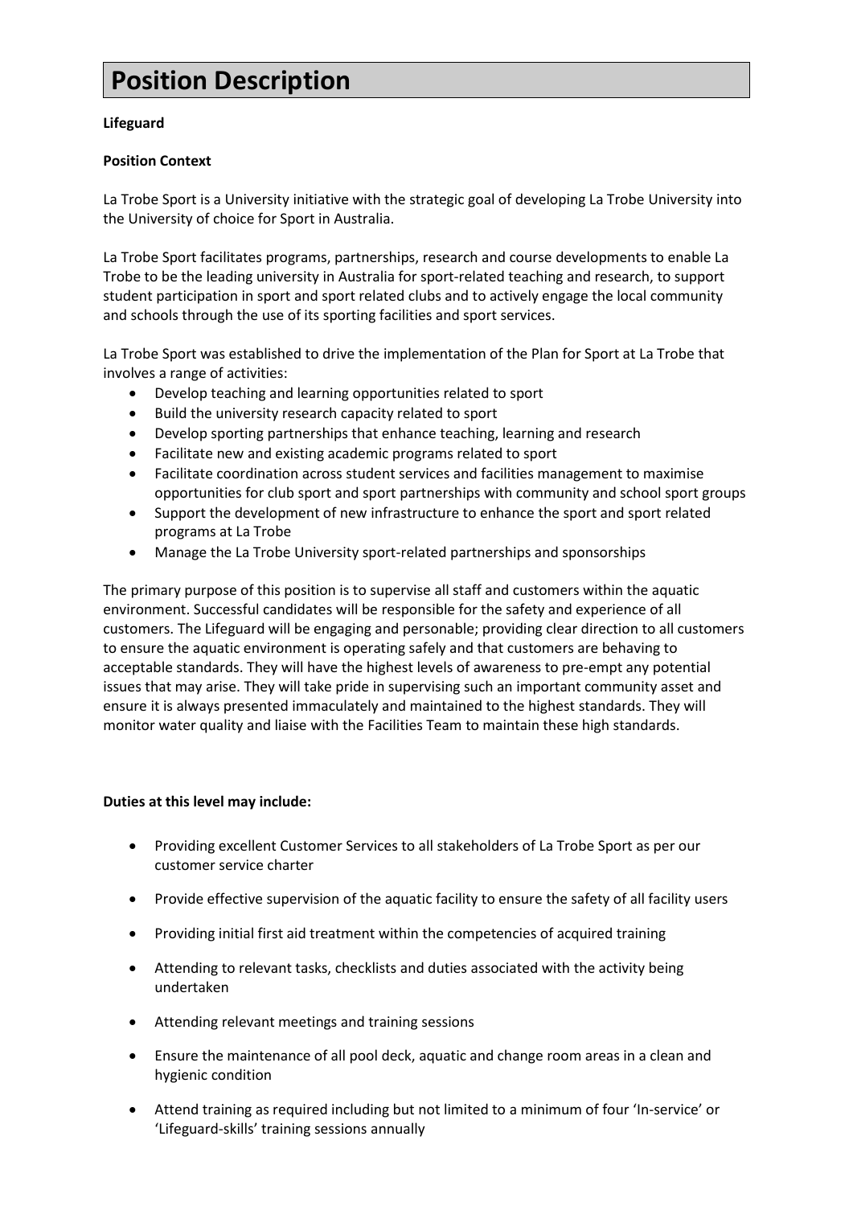# Position Description

**Lifeguard**

**Position Context**

La Trobe Sport is a University initiative with the strategic goal of developing La Trobe University into the University of choice for Sport in Australia.

La Trobe Sport facilitates programs, partnerships, research and course developments to enable La Trobe to be the leading university in Australia for sport-related teaching and research, to support student participation in sport and sport related clubs and to actively engage the local community and schools through the use of its sporting facilities and sport services.

La Trobe Sport was established to drive the implementation of the Plan for Sport at La Trobe that involves a range of activities:

- Develop teaching and learning opportunities related to sport
- Build the university research capacity related to sport
- Develop sporting partnerships that enhance teaching, learning and research
- Facilitate new and existing academic programs related to sport
- Facilitate coordination across student services and facilities management to maximise opportunities for club sport and sport partnerships with community and school sport groups
- Support the development of new infrastructure to enhance the sport and sport related programs at La Trobe
- Manage the La Trobe University sport-related partnerships and sponsorships

The primary purpose of this position is to supervise all staff and customers within the aquatic environment. Successful candidates will be responsible for the safety and experience of all customers. The Lifeguard will be engaging and personable; providing clear direction to all customers to ensure the aquatic environment is operating safely and that customers are behaving to acceptable standards. They will have the highest levels of awareness to pre-empt any potential issues that may arise. They will take pride in supervising such an important community asset and ensure it is always presented immaculately and maintained to the highest standards. They will monitor water quality and liaise with the Facilities Team to maintain these high standards.

**Duties at this level may include:**

- Providing excellent Customer Services to all stakeholders of La Trobe Sport as per our customer service charter
- Provide effective supervision of the aquatic facility to ensure the safety of all facility users
- Providing initial first aid treatment within the competencies of acquired training
- Attending to relevant tasks, checklists and duties associated with the activity being undertaken
- Attending relevant meetings and training sessions
- Ensure the maintenance of all pool deck, aquatic and change room areas in a clean and hygienic condition
- Attend training as required including but not limited to a minimum of four 'In-service' or 'Lifeguard-skills' training sessions annually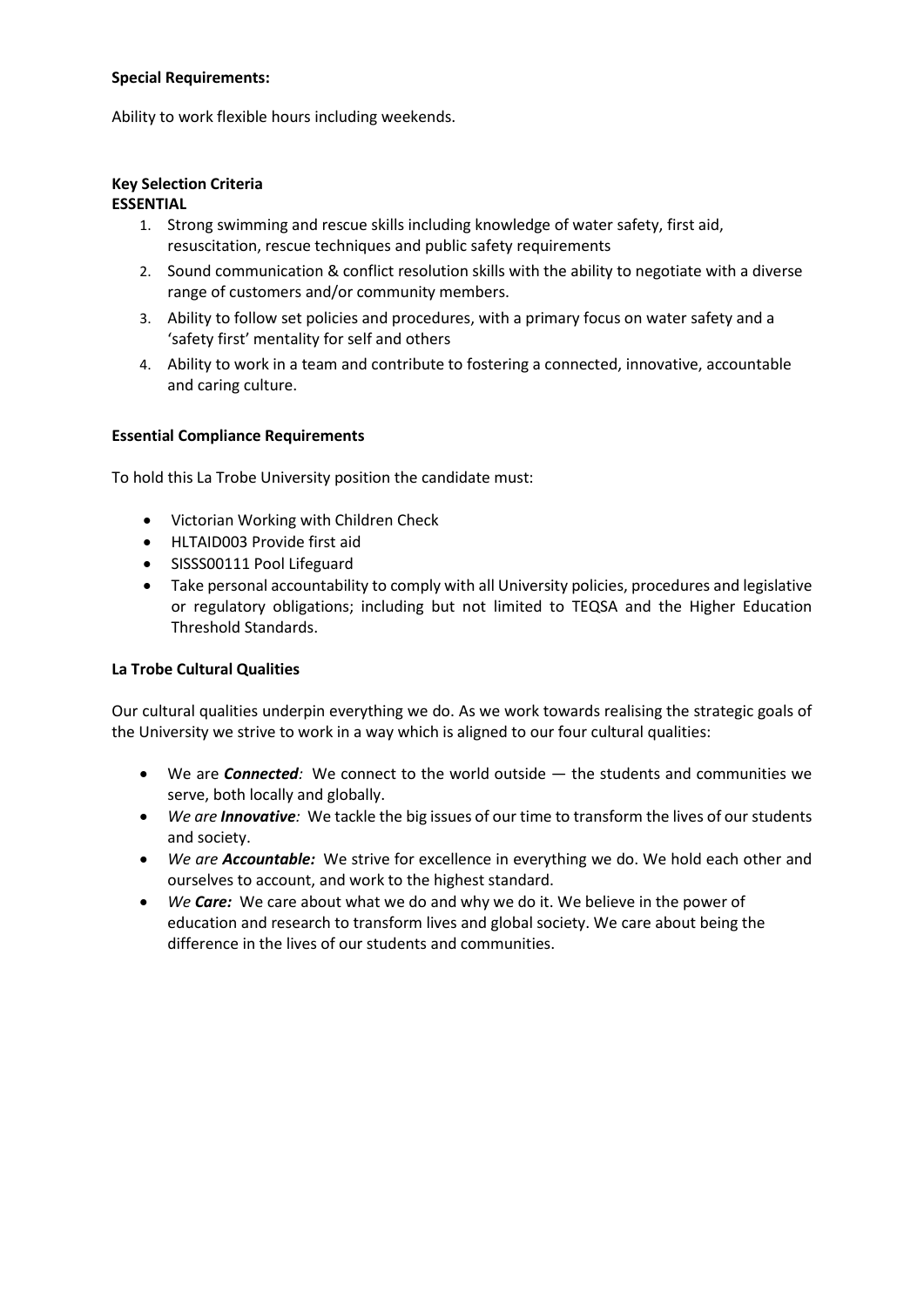**Special Requirements:**

Ability to work flexible hours including weekends.

**Key Selection Criteria**
**ESSENTIAL**

1. Strong swimming and rescue skills including knowledge of water safety, first aid, resuscitation, rescue techniques and public safety requirements
2. Sound communication & conflict resolution skills with the ability to negotiate with a diverse range of customers and/or community members.
3. Ability to follow set policies and procedures, with a primary focus on water safety and a 'safety first' mentality for self and others
4. Ability to work in a team and contribute to fostering a connected, innovative, accountable and caring culture.

**Essential Compliance Requirements**

To hold this La Trobe University position the candidate must:

- Victorian Working with Children Check
- HLTAID003 Provide first aid
- SISSS00111 Pool Lifeguard
- Take personal accountability to comply with all University policies, procedures and legislative or regulatory obligations; including but not limited to TEQSA and the Higher Education Threshold Standards.

**La Trobe Cultural Qualities**

Our cultural qualities underpin everything we do. As we work towards realising the strategic goals of the University we strive to work in a way which is aligned to our four cultural qualities:

- We are ***Connected**:* We connect to the world outside — the students and communities we serve, both locally and globally.
- *We are **Innovative**:* We tackle the big issues of our time to transform the lives of our students and society.
- *We are **Accountable:*** We strive for excellence in everything we do. We hold each other and ourselves to account, and work to the highest standard.
- *We **Care:*** We care about what we do and why we do it. We believe in the power of education and research to transform lives and global society. We care about being the difference in the lives of our students and communities.